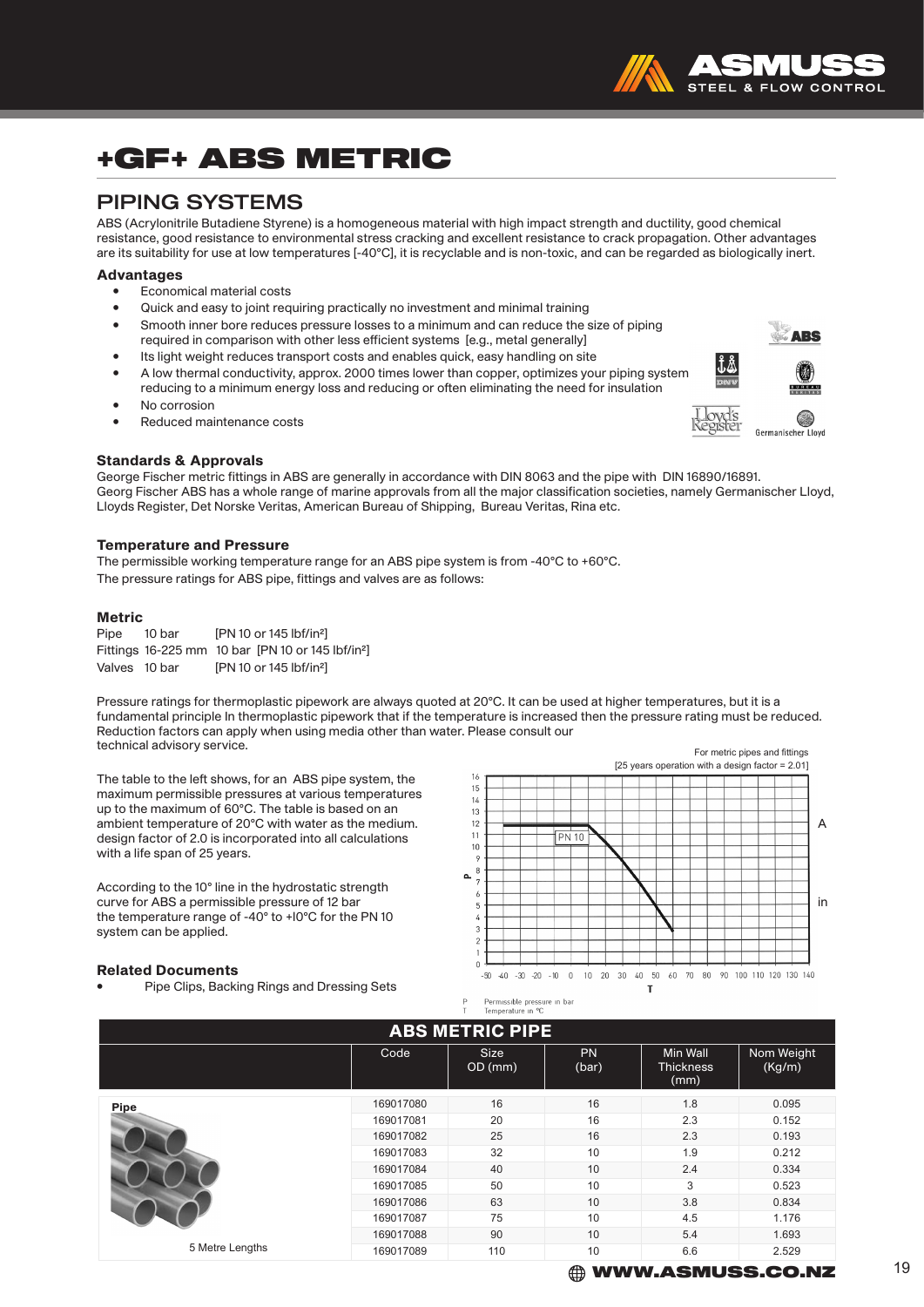# +GF+ ABS METRIC

## PIPING SYSTEMS

ABS (Acrylonitrile Butadiene Styrene) is a homogeneous material with high impact strength and ductility, good chemical resistance, good resistance to environmental stress cracking and excellent resistance to crack propagation. Other advantages are its suitability for use at low temperatures [-40°C], it is recyclable and is non-toxic, and can be regarded as biologically inert.

### Advantages

- Economical material costs
- Quick and easy to joint requiring practically no investment and minimal training
- Smooth inner bore reduces pressure losses to a minimum and can reduce the size of piping required in comparison with other less efficient systems [e.g., metal generally]
- Its light weight reduces transport costs and enables quick, easy handling on site
- A low thermal conductivity, approx. 2000 times lower than copper, optimizes your piping system reducing to a minimum energy loss and reducing or often eliminating the need for insulation
- No corrosion
- Reduced maintenance costs

### Standards & Approvals

George Fischer metric fittings in ABS are generally in accordance with DIN 8063 and the pipe with DIN 16890/16891.
Georg Fischer ABS has a whole range of marine approvals from all the major classification societies, namely Germanischer Lloyd, Lloyds Register, Det Norske Veritas, American Bureau of Shipping, Bureau Veritas, Rina etc.

### Temperature and Pressure

The permissible working temperature range for an ABS pipe system is from -40°C to +60°C.
The pressure ratings for ABS pipe, fittings and valves are as follows:

### Metric

Pipe 10 bar [PN 10 or 145 lbf/in²]
Fittings 16-225 mm 10 bar [PN 10 or 145 lbf/in²]
Valves 10 bar [PN 10 or 145 lbf/in²]

Pressure ratings for thermoplastic pipework are always quoted at 20°C. It can be used at higher temperatures, but it is a fundamental principle In thermoplastic pipework that if the temperature is increased then the pressure rating must be reduced. Reduction factors can apply when using media other than water. Please consult our technical advisory service.

The table to the left shows, for an ABS pipe system, the maximum permissible pressures at various temperatures up to the maximum of 60°C. The table is based on an ambient temperature of 20°C with water as the medium. design factor of 2.0 is incorporated into all calculations with a life span of 25 years.

According to the 10° line in the hydrostatic strength curve for ABS a permissible pressure of 12 bar the temperature range of -40° to +l0°C for the PN 10 system can be applied.

For metric pipes and fittings
[25 years operation with a design factor = 2.01]

P Permissible pressure in bar
T Temperature in °C

### Related Documents

- Pipe Clips, Backing Rings and Dressing Sets

## ABS METRIC PIPE

| | Code | Size OD (mm) | PN (bar) | Min Wall Thickness (mm) | Nom Weight (Kg/m) |
|---|---|---|---|---|---|
| Pipe | 169017080 | 16 | 16 | 1.8 | 0.095 |
| | 169017081 | 20 | 16 | 2.3 | 0.152 |
| | 169017082 | 25 | 16 | 2.3 | 0.193 |
| | 169017083 | 32 | 10 | 1.9 | 0.212 |
| | 169017084 | 40 | 10 | 2.4 | 0.334 |
| | 169017085 | 50 | 10 | 3 | 0.523 |
| | 169017086 | 63 | 10 | 3.8 | 0.834 |
| | 169017087 | 75 | 10 | 4.5 | 1.176 |
| | 169017088 | 90 | 10 | 5.4 | 1.693 |
| 5 Metre Lengths | 169017089 | 110 | 10 | 6.6 | 2.529 |

WWW.ASMUSS.CO.NZ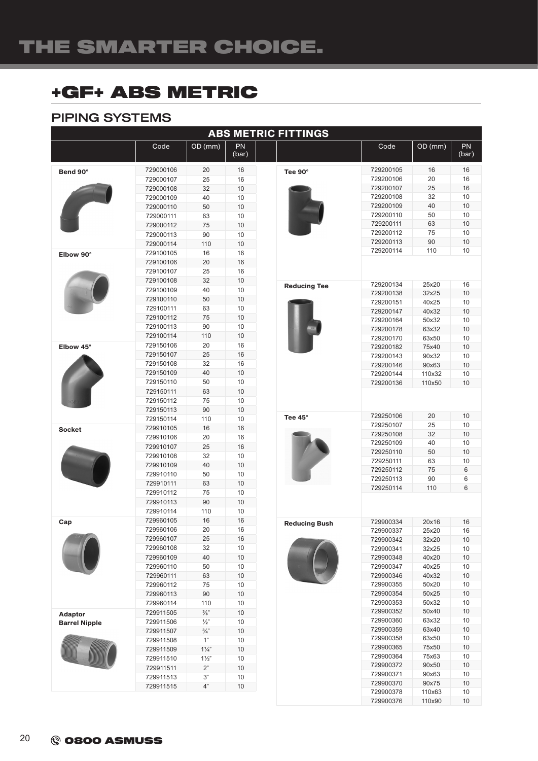# +GF+ ABS METRIC

## PIPING SYSTEMS

### ABS METRIC FITTINGS

| | Code | OD (mm) | PN (bar) |
|---|---|---|---|
| **Bend 90°** | 729000106 | 20 | 16 |
| | 729000107 | 25 | 16 |
| | 729000108 | 32 | 10 |
| | 729000109 | 40 | 10 |
| | 729000110 | 50 | 10 |
| | 729000111 | 63 | 10 |
| | 729000112 | 75 | 10 |
| | 729000113 | 90 | 10 |
| | 729000114 | 110 | 10 |
| **Elbow 90°** | 729100105 | 16 | 16 |
| | 729100106 | 20 | 16 |
| | 729100107 | 25 | 16 |
| | 729100108 | 32 | 10 |
| | 729100109 | 40 | 10 |
| | 729100110 | 50 | 10 |
| | 729100111 | 63 | 10 |
| | 729100112 | 75 | 10 |
| | 729100113 | 90 | 10 |
| | 729100114 | 110 | 10 |
| **Elbow 45°** | 729150106 | 20 | 16 |
| | 729150107 | 25 | 16 |
| | 729150108 | 32 | 16 |
| | 729150109 | 40 | 10 |
| | 729150110 | 50 | 10 |
| | 729150111 | 63 | 10 |
| | 729150112 | 75 | 10 |
| | 729150113 | 90 | 10 |
| | 729150114 | 110 | 10 |
| **Socket** | 729910105 | 16 | 16 |
| | 729910106 | 20 | 16 |
| | 729910107 | 25 | 16 |
| | 729910108 | 32 | 10 |
| | 729910109 | 40 | 10 |
| | 729910110 | 50 | 10 |
| | 729910111 | 63 | 10 |
| | 729910112 | 75 | 10 |
| | 729910113 | 90 | 10 |
| | 729910114 | 110 | 10 |
| **Cap** | 729960105 | 16 | 16 |
| | 729960106 | 20 | 16 |
| | 729960107 | 25 | 16 |
| | 729960108 | 32 | 10 |
| | 729960109 | 40 | 10 |
| | 729960110 | 50 | 10 |
| | 729960111 | 63 | 10 |
| | 729960112 | 75 | 10 |
| | 729960113 | 90 | 10 |
| | 729960114 | 110 | 10 |
| **Adaptor Barrel Nipple** | 729911505 | ⅜" | 10 |
| | 729911506 | ½" | 10 |
| | 729911507 | ¾" | 10 |
| | 729911508 | 1" | 10 |
| | 729911509 | 1¼" | 10 |
| | 729911510 | 1½" | 10 |
| | 729911511 | 2" | 10 |
| | 729911513 | 3" | 10 |
| | 729911515 | 4" | 10 |

| | Code | OD (mm) | PN (bar) |
|---|---|---|---|
| **Tee 90°** | 729200105 | 16 | 16 |
| | 729200106 | 20 | 16 |
| | 729200107 | 25 | 16 |
| | 729200108 | 32 | 10 |
| | 729200109 | 40 | 10 |
| | 729200110 | 50 | 10 |
| | 729200111 | 63 | 10 |
| | 729200112 | 75 | 10 |
| | 729200113 | 90 | 10 |
| | 729200114 | 110 | 10 |
| **Reducing Tee** | 729200134 | 25x20 | 16 |
| | 729200138 | 32x25 | 10 |
| | 729200151 | 40x25 | 10 |
| | 729200147 | 40x32 | 10 |
| | 729200164 | 50x32 | 10 |
| | 729200178 | 63x32 | 10 |
| | 729200170 | 63x50 | 10 |
| | 729200182 | 75x40 | 10 |
| | 729200143 | 90x32 | 10 |
| | 729200146 | 90x63 | 10 |
| | 729200144 | 110x32 | 10 |
| | 729200136 | 110x50 | 10 |
| **Tee 45°** | 729250106 | 20 | 10 |
| | 729250107 | 25 | 10 |
| | 729250108 | 32 | 10 |
| | 729250109 | 40 | 10 |
| | 729250110 | 50 | 10 |
| | 729250111 | 63 | 10 |
| | 729250112 | 75 | 6 |
| | 729250113 | 90 | 6 |
| | 729250114 | 110 | 6 |
| **Reducing Bush** | 729900334 | 20x16 | 16 |
| | 729900337 | 25x20 | 16 |
| | 729900342 | 32x20 | 10 |
| | 729900341 | 32x25 | 10 |
| | 729900348 | 40x20 | 10 |
| | 729900347 | 40x25 | 10 |
| | 729900346 | 40x32 | 10 |
| | 729900355 | 50x20 | 10 |
| | 729900354 | 50x25 | 10 |
| | 729900353 | 50x32 | 10 |
| | 729900352 | 50x40 | 10 |
| | 729900360 | 63x32 | 10 |
| | 729900359 | 63x40 | 10 |
| | 729900358 | 63x50 | 10 |
| | 729900365 | 75x50 | 10 |
| | 729900364 | 75x63 | 10 |
| | 729900372 | 90x50 | 10 |
| | 729900371 | 90x63 | 10 |
| | 729900370 | 90x75 | 10 |
| | 729900378 | 110x63 | 10 |
| | 729900376 | 110x90 | 10 |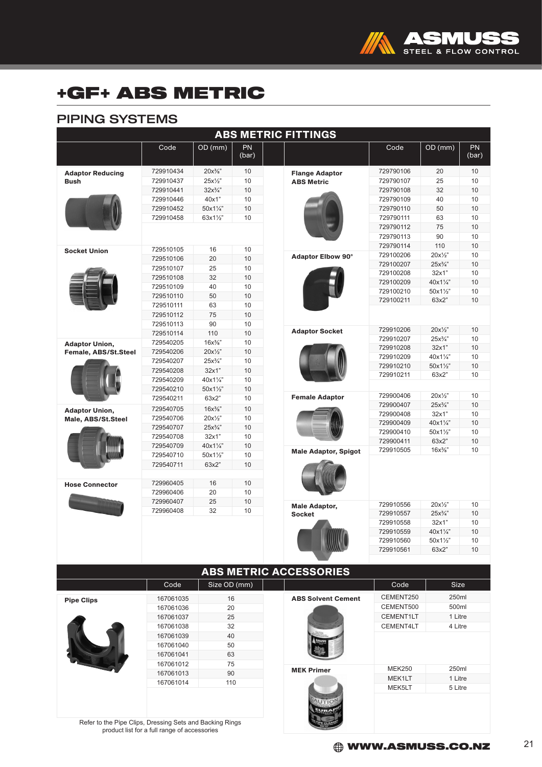# +GF+ ABS METRIC

## PIPING SYSTEMS

### ABS METRIC FITTINGS

| | Code | OD (mm) | PN (bar) |
|---|---|---|---|
| **Adaptor Reducing Bush** | 729910434 | 20x⅜" | 10 |
| | 729910437 | 25x½" | 10 |
| | 729910441 | 32x¾" | 10 |
| | 729910446 | 40x1" | 10 |
| | 729910452 | 50x1¼" | 10 |
| | 729910458 | 63x1½" | 10 |
| **Socket Union** | 729510105 | 16 | 10 |
| | 729510106 | 20 | 10 |
| | 729510107 | 25 | 10 |
| | 729510108 | 32 | 10 |
| | 729510109 | 40 | 10 |
| | 729510110 | 50 | 10 |
| | 729510111 | 63 | 10 |
| | 729510112 | 75 | 10 |
| | 729510113 | 90 | 10 |
| | 729510114 | 110 | 10 |
| **Adaptor Union, Female, ABS/St.Steel** | 729540205 | 16x⅜" | 10 |
| | 729540206 | 20x½" | 10 |
| | 729540207 | 25x¾" | 10 |
| | 729540208 | 32x1" | 10 |
| | 729540209 | 40x1¼" | 10 |
| | 729540210 | 50x1½" | 10 |
| | 729540211 | 63x2" | 10 |
| **Adaptor Union, Male, ABS/St.Steel** | 729540705 | 16x⅜" | 10 |
| | 729540706 | 20x½" | 10 |
| | 729540707 | 25x¾" | 10 |
| | 729540708 | 32x1" | 10 |
| | 729540709 | 40x1¼" | 10 |
| | 729540710 | 50x1½" | 10 |
| | 729540711 | 63x2" | 10 |
| **Hose Connector** | 729960405 | 16 | 10 |
| | 729960406 | 20 | 10 |
| | 729960407 | 25 | 10 |
| | 729960408 | 32 | 10 |

| | Code | OD (mm) | PN (bar) |
|---|---|---|---|
| **Flange Adaptor ABS Metric** | 729790106 | 20 | 10 |
| | 729790107 | 25 | 10 |
| | 729790108 | 32 | 10 |
| | 729790109 | 40 | 10 |
| | 729790110 | 50 | 10 |
| | 729790111 | 63 | 10 |
| | 729790112 | 75 | 10 |
| | 729790113 | 90 | 10 |
| | 729790114 | 110 | 10 |
| **Adaptor Elbow 90°** | 729100206 | 20x½" | 10 |
| | 729100207 | 25x¾" | 10 |
| | 729100208 | 32x1" | 10 |
| | 729100209 | 40x1¼" | 10 |
| | 729100210 | 50x1½" | 10 |
| | 729100211 | 63x2" | 10 |
| **Adaptor Socket** | 729910206 | 20x½" | 10 |
| | 729910207 | 25x¾" | 10 |
| | 729910208 | 32x1" | 10 |
| | 729910209 | 40x1¼" | 10 |
| | 729910210 | 50x1½" | 10 |
| | 729910211 | 63x2" | 10 |
| **Female Adaptor** | 729900406 | 20x½" | 10 |
| | 729900407 | 25x¾" | 10 |
| | 729900408 | 32x1" | 10 |
| | 729900409 | 40x1¼" | 10 |
| | 729900410 | 50x1½" | 10 |
| | 729900411 | 63x2" | 10 |
| **Male Adaptor, Spigot** | 729910505 | 16x⅜" | 10 |
| **Male Adaptor, Socket** | 729910556 | 20x½" | 10 |
| | 729910557 | 25x¾" | 10 |
| | 729910558 | 32x1" | 10 |
| | 729910559 | 40x1¼" | 10 |
| | 729910560 | 50x1½" | 10 |
| | 729910561 | 63x2" | 10 |

### ABS METRIC ACCESSORIES

| | Code | Size OD (mm) |
|---|---|---|
| **Pipe Clips** | 167061035 | 16 |
| | 167061036 | 20 |
| | 167061037 | 25 |
| | 167061038 | 32 |
| | 167061039 | 40 |
| | 167061040 | 50 |
| | 167061041 | 63 |
| | 167061012 | 75 |
| | 167061013 | 90 |
| | 167061014 | 110 |

Refer to the Pipe Clips, Dressing Sets and Backing Rings product list for a full range of accessories

| | Code | Size |
|---|---|---|
| **ABS Solvent Cement** | CEMENT250 | 250ml |
| | CEMENT500 | 500ml |
| | CEMENT1LT | 1 Litre |
| | CEMENT4LT | 4 Litre |
| **MEK Primer** | MEK250 | 250ml |
| | MEK1LT | 1 Litre |
| | MEK5LT | 5 Litre |

WWW.ASMUSS.CO.NZ